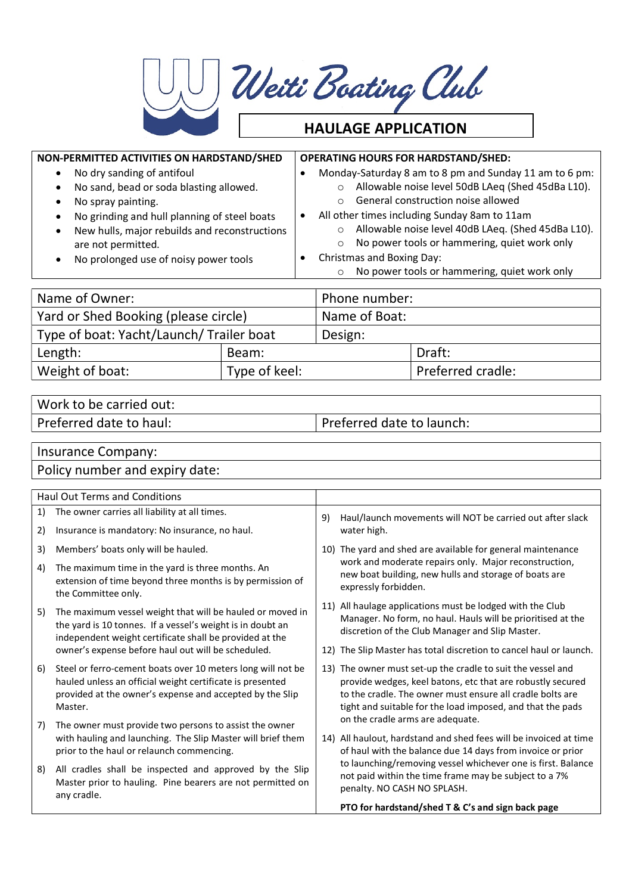# Weiti Boating Club

## HAULAGE APPLICATION

| NON-PERMITTED ACTIVITIES ON HARDSTAND/SHED | OPERATING HOURS FOR HARDSTAND/SHED: |
|---|---|
| • No dry sanding of antifoul<br>• No sand, bead or soda blasting allowed.<br>• No spray painting.<br>• No grinding and hull planning of steel boats<br>• New hulls, major rebuilds and reconstructions are not permitted.<br>• No prolonged use of noisy power tools | • Monday-Saturday 8 am to 8 pm and Sunday 11 am to 6 pm:<br>  ○ Allowable noise level 50dB LAeq (Shed 45dBa L10).<br>  ○ General construction noise allowed<br>• All other times including Sunday 8am to 11am<br>  ○ Allowable noise level 40dB LAeq. (Shed 45dBa L10).<br>  ○ No power tools or hammering, quiet work only<br>• Christmas and Boxing Day:<br>  ○ No power tools or hammering, quiet work only |

| Name of Owner: | | Phone number: |
|---|---|---|
| Yard or Shed Booking (please circle) | | Name of Boat: |
| Type of boat: Yacht/Launch/ Trailer boat | | Design: |
| Length: | Beam: | Draft: |
| Weight of boat: | Type of keel: | Preferred cradle: |

| Work to be carried out: | |
|---|---|
| Preferred date to haul: | Preferred date to launch: |

| Insurance Company: |
|---|
| Policy number and expiry date: |

### Haul Out Terms and Conditions

1) The owner carries all liability at all times.
2) Insurance is mandatory: No insurance, no haul.
3) Members' boats only will be hauled.
4) The maximum time in the yard is three months. An extension of time beyond three months is by permission of the Committee only.
5) The maximum vessel weight that will be hauled or moved in the yard is 10 tonnes. If a vessel's weight is in doubt an independent weight certificate shall be provided at the owner's expense before haul out will be scheduled.
6) Steel or ferro-cement boats over 10 meters long will not be hauled unless an official weight certificate is presented provided at the owner's expense and accepted by the Slip Master.
7) The owner must provide two persons to assist the owner with hauling and launching. The Slip Master will brief them prior to the haul or relaunch commencing.
8) All cradles shall be inspected and approved by the Slip Master prior to hauling. Pine bearers are not permitted on any cradle.
9) Haul/launch movements will NOT be carried out after slack water high.
10) The yard and shed are available for general maintenance work and moderate repairs only. Major reconstruction, new boat building, new hulls and storage of boats are expressly forbidden.
11) All haulage applications must be lodged with the Club Manager. No form, no haul. Hauls will be prioritised at the discretion of the Club Manager and Slip Master.
12) The Slip Master has total discretion to cancel haul or launch.
13) The owner must set-up the cradle to suit the vessel and provide wedges, keel batons, etc that are robustly secured to the cradle. The owner must ensure all cradle bolts are tight and suitable for the load imposed, and that the pads on the cradle arms are adequate.
14) All haulout, hardstand and shed fees will be invoiced at time of haul with the balance due 14 days from invoice or prior to launching/removing vessel whichever one is first. Balance not paid within the time frame may be subject to a 7% penalty. NO CASH NO SPLASH.

**PTO for hardstand/shed T & C's and sign back page**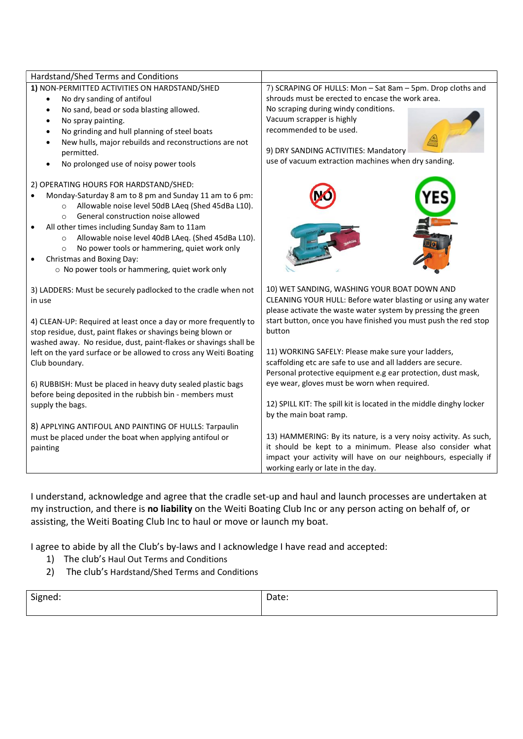| Hardstand/Shed Terms and Conditions | |
|---|---|
| **1)** NON-PERMITTED ACTIVITIES ON HARDSTAND/SHED<br>• No dry sanding of antifoul<br>• No sand, bead or soda blasting allowed.<br>• No spray painting.<br>• No grinding and hull planning of steel boats<br>• New hulls, major rebuilds and reconstructions are not permitted.<br>• No prolonged use of noisy power tools<br><br>2) OPERATING HOURS FOR HARDSTAND/SHED:<br>• Monday-Saturday 8 am to 8 pm and Sunday 11 am to 6 pm:<br>  ○ Allowable noise level 50dB LAeq (Shed 45dBa L10).<br>  ○ General construction noise allowed<br>• All other times including Sunday 8am to 11am<br>  ○ Allowable noise level 40dB LAeq. (Shed 45dBa L10).<br>  ○ No power tools or hammering, quiet work only<br>• Christmas and Boxing Day:<br>  ○ No power tools or hammering, quiet work only<br><br>3) LADDERS: Must be securely padlocked to the cradle when not in use<br><br>4) CLEAN-UP: Required at least once a day or more frequently to stop residue, dust, paint flakes or shavings being blown or washed away. No residue, dust, paint-flakes or shavings shall be left on the yard surface or be allowed to cross any Weiti Boating Club boundary.<br><br>6) RUBBISH: Must be placed in heavy duty sealed plastic bags before being deposited in the rubbish bin - members must supply the bags.<br><br>8) APPLYING ANTIFOUL AND PAINTING OF HULLS: Tarpaulin must be placed under the boat when applying antifoul or painting | 7) SCRAPING OF HULLS: Mon – Sat 8am – 5pm. Drop cloths and shrouds must be erected to encase the work area.<br>No scraping during windy conditions.<br>Vacuum scrapper is highly recommended to be used.<br><br>9) DRY SANDING ACTIVITIES: Mandatory use of vacuum extraction machines when dry sanding.<br><br>NO YES<br><br>10) WET SANDING, WASHING YOUR BOAT DOWN AND CLEANING YOUR HULL: Before water blasting or using any water please activate the waste water system by pressing the green start button, once you have finished you must push the red stop button<br><br>11) WORKING SAFELY: Please make sure your ladders, scaffolding etc are safe to use and all ladders are secure. Personal protective equipment e.g ear protection, dust mask, eye wear, gloves must be worn when required.<br><br>12) SPILL KIT: The spill kit is located in the middle dinghy locker by the main boat ramp.<br><br>13) HAMMERING: By its nature, is a very noisy activity. As such, it should be kept to a minimum. Please also consider what impact your activity will have on our neighbours, especially if working early or late in the day. |

I understand, acknowledge and agree that the cradle set-up and haul and launch processes are undertaken at my instruction, and there is **no liability** on the Weiti Boating Club Inc or any person acting on behalf of, or assisting, the Weiti Boating Club Inc to haul or move or launch my boat.

I agree to abide by all the Club's by-laws and I acknowledge I have read and accepted:

1) The club's Haul Out Terms and Conditions
2) The club's Hardstand/Shed Terms and Conditions

| Signed: | Date: |
|---|---|